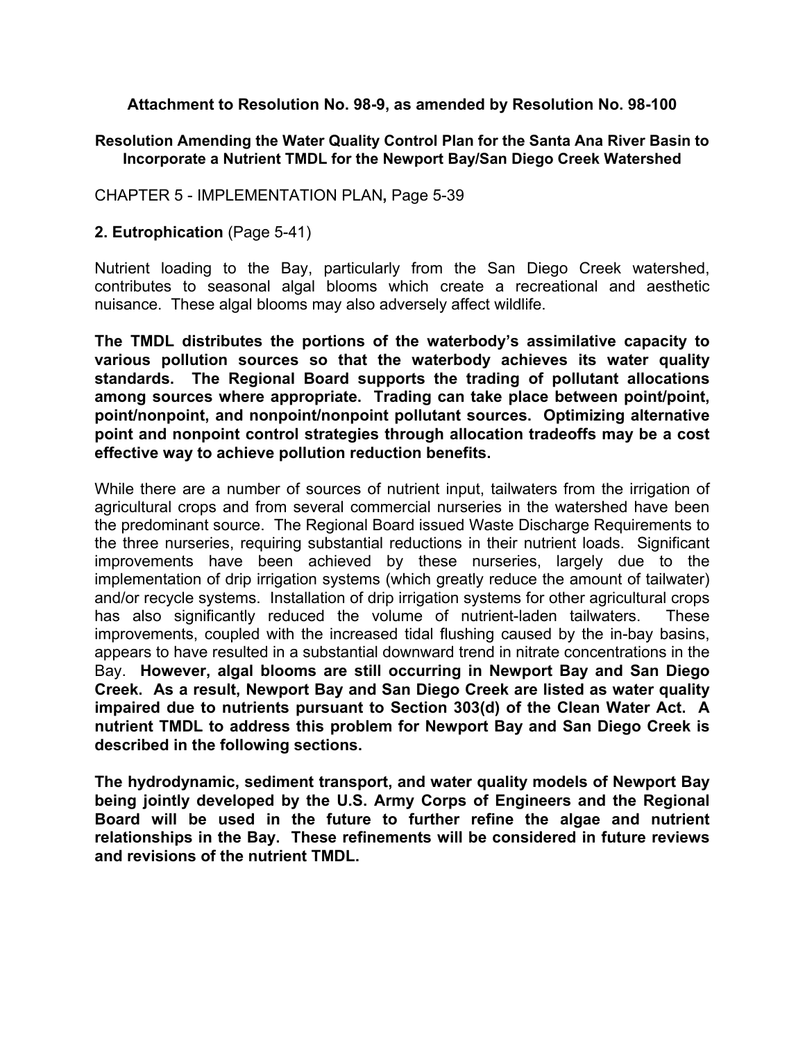**Attachment to Resolution No. 98-9, as amended by Resolution No. 98-100**

**Resolution Amending the Water Quality Control Plan for the Santa Ana River Basin to Incorporate a Nutrient TMDL for the Newport Bay/San Diego Creek Watershed**

CHAPTER 5 - IMPLEMENTATION PLAN**,** Page 5-39

**2. Eutrophication** (Page 5-41)

Nutrient loading to the Bay, particularly from the San Diego Creek watershed, contributes to seasonal algal blooms which create a recreational and aesthetic nuisance. These algal blooms may also adversely affect wildlife.

**The TMDL distributes the portions of the waterbody's assimilative capacity to various pollution sources so that the waterbody achieves its water quality standards. The Regional Board supports the trading of pollutant allocations among sources where appropriate. Trading can take place between point/point, point/nonpoint, and nonpoint/nonpoint pollutant sources. Optimizing alternative point and nonpoint control strategies through allocation tradeoffs may be a cost effective way to achieve pollution reduction benefits.**

While there are a number of sources of nutrient input, tailwaters from the irrigation of agricultural crops and from several commercial nurseries in the watershed have been the predominant source. The Regional Board issued Waste Discharge Requirements to the three nurseries, requiring substantial reductions in their nutrient loads. Significant improvements have been achieved by these nurseries, largely due to the implementation of drip irrigation systems (which greatly reduce the amount of tailwater) and/or recycle systems. Installation of drip irrigation systems for other agricultural crops has also significantly reduced the volume of nutrient-laden tailwaters. These improvements, coupled with the increased tidal flushing caused by the in-bay basins, appears to have resulted in a substantial downward trend in nitrate concentrations in the Bay. **However, algal blooms are still occurring in Newport Bay and San Diego Creek. As a result, Newport Bay and San Diego Creek are listed as water quality impaired due to nutrients pursuant to Section 303(d) of the Clean Water Act. A nutrient TMDL to address this problem for Newport Bay and San Diego Creek is described in the following sections.**

**The hydrodynamic, sediment transport, and water quality models of Newport Bay being jointly developed by the U.S. Army Corps of Engineers and the Regional Board will be used in the future to further refine the algae and nutrient relationships in the Bay. These refinements will be considered in future reviews and revisions of the nutrient TMDL.**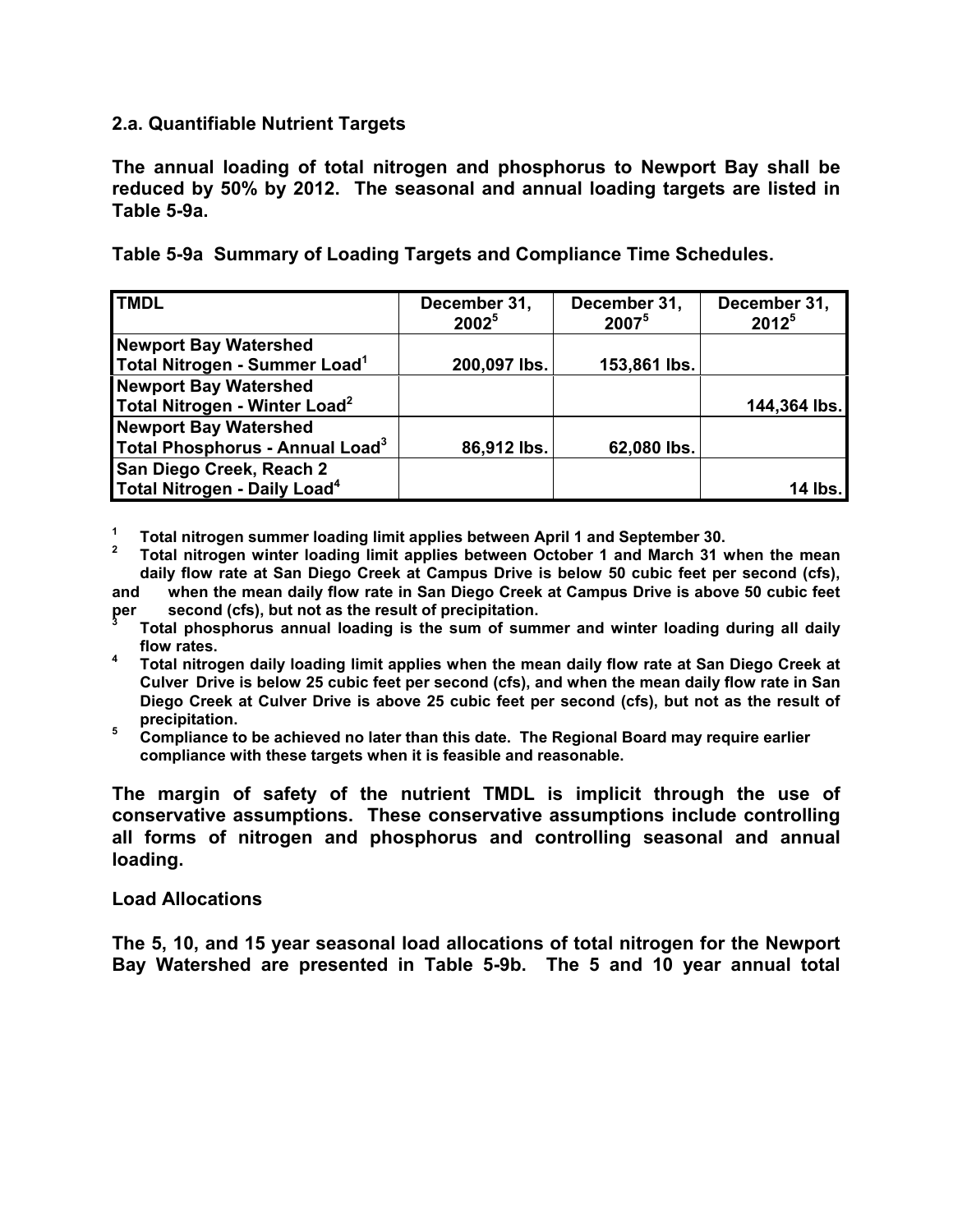### 2.a. Quantifiable Nutrient Targets

**The annual loading of total nitrogen and phosphorus to Newport Bay shall be reduced by 50% by 2012. The seasonal and annual loading targets are listed in Table 5-9a.**

**Table 5-9a Summary of Loading Targets and Compliance Time Schedules.**

| TMDL | December 31, 2002[5] | December 31, 2007[5] | December 31, 2012[5] |
|---|---|---|---|
| Newport Bay Watershed Total Nitrogen - Summer Load[1] | 200,097 lbs. | 153,861 lbs. | |
| Newport Bay Watershed Total Nitrogen - Winter Load[2] | | | 144,364 lbs. |
| Newport Bay Watershed Total Phosphorus - Annual Load[3] | 86,912 lbs. | 62,080 lbs. | |
| San Diego Creek, Reach 2 Total Nitrogen - Daily Load[4] | | | 14 lbs. |

[1] Total nitrogen summer loading limit applies between April 1 and September 30.

[2] Total nitrogen winter loading limit applies between October 1 and March 31 when the mean daily flow rate at San Diego Creek at Campus Drive is below 50 cubic feet per second (cfs), and when the mean daily flow rate in San Diego Creek at Campus Drive is above 50 cubic feet per second (cfs), but not as the result of precipitation.

[3] Total phosphorus annual loading is the sum of summer and winter loading during all daily flow rates.

[4] Total nitrogen daily loading limit applies when the mean daily flow rate at San Diego Creek at Culver Drive is below 25 cubic feet per second (cfs), and when the mean daily flow rate in San Diego Creek at Culver Drive is above 25 cubic feet per second (cfs), but not as the result of precipitation.

[5] Compliance to be achieved no later than this date. The Regional Board may require earlier compliance with these targets when it is feasible and reasonable.

**The margin of safety of the nutrient TMDL is implicit through the use of conservative assumptions. These conservative assumptions include controlling all forms of nitrogen and phosphorus and controlling seasonal and annual loading.**

### Load Allocations

**The 5, 10, and 15 year seasonal load allocations of total nitrogen for the Newport Bay Watershed are presented in Table 5-9b. The 5 and 10 year annual total**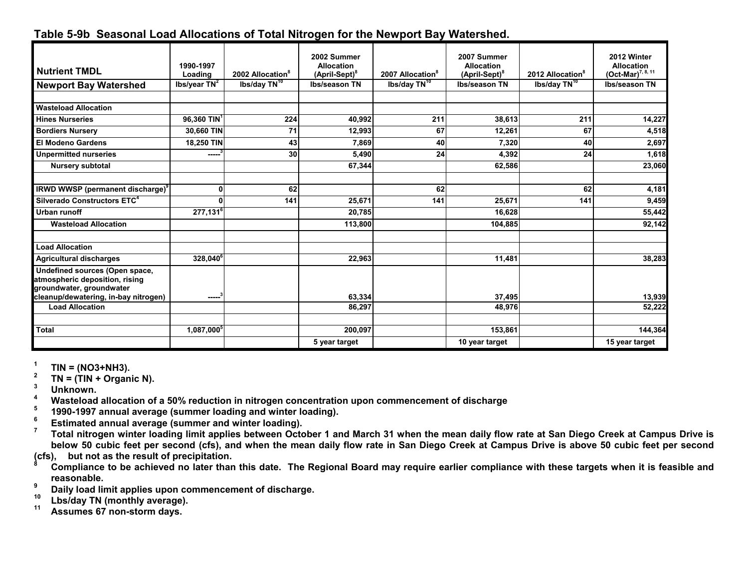## Table 5-9b Seasonal Load Allocations of Total Nitrogen for the Newport Bay Watershed.

| Nutrient TMDL | 1990-1997 Loading | 2002 Allocation[8] | 2002 Summer Allocation (April-Sept)[8] | 2007 Allocation[8] | 2007 Summer Allocation (April-Sept)[8] | 2012 Allocation[8] | 2012 Winter Allocation (Oct-Mar)[7, 8, 11] |
|---|---|---|---|---|---|---|---|
| **Newport Bay Watershed** | lbs/year TN[2] | lbs/day TN[10] | lbs/season TN | lbs/day TN[10] | lbs/season TN | lbs/day TN[10] | lbs/season TN |
| | | | | | | | |
| **Wasteload Allocation** | | | | | | | |
| Hines Nurseries | 96,360 TIN[1] | 224 | 40,992 | 211 | 38,613 | 211 | 14,227 |
| Bordiers Nursery | 30,660 TIN | 71 | 12,993 | 67 | 12,261 | 67 | 4,518 |
| El Modeno Gardens | 18,250 TIN | 43 | 7,869 | 40 | 7,320 | 40 | 2,697 |
| Unpermitted nurseries | -----[3] | 30 | 5,490 | 24 | 4,392 | 24 | 1,618 |
| Nursery subtotal | | | 67,344 | | 62,586 | | 23,060 |
| | | | | | | | |
| IRWD WWSP (permanent discharge)[9] | 0 | 62 | | 62 | | 62 | 4,181 |
| Silverado Constructors ETC[4] | 0 | 141 | 25,671 | 141 | 25,671 | 141 | 9,459 |
| Urban runoff | 277,131[6] | | 20,785 | | 16,628 | | 55,442 |
| Wasteload Allocation | | | 113,800 | | 104,885 | | 92,142 |
| | | | | | | | |
| **Load Allocation** | | | | | | | |
| Agricultural discharges | 328,040[6] | | 22,963 | | 11,481 | | 38,283 |
| Undefined sources (Open space, atmospheric deposition, rising groundwater, groundwater cleanup/dewatering, in-bay nitrogen) | -----[3] | | 63,334 | | 37,495 | | 13,939 |
| Load Allocation | | | 86,297 | | 48,976 | | 52,222 |
| | | | | | | | |
| **Total** | 1,087,000[5] | | 200,097 | | 153,861 | | 144,364 |
| | | | 5 year target | | 10 year target | | 15 year target |

[1] TIN = ($NO_3$+$NH_3$).

[2] TN = (TIN + Organic N).

[3] Unknown.

[4] Wasteload allocation of a 50% reduction in nitrogen concentration upon commencement of discharge

[5] 1990-1997 annual average (summer loading and winter loading).

[6] Estimated annual average (summer and winter loading).

[7] Total nitrogen winter loading limit applies between October 1 and March 31 when the mean daily flow rate at San Diego Creek at Campus Drive is below 50 cubic feet per second (cfs), and when the mean daily flow rate in San Diego Creek at Campus Drive is above 50 cubic feet per second (cfs), but not as the result of precipitation.

[8] Compliance to be achieved no later than this date. The Regional Board may require earlier compliance with these targets when it is feasible and reasonable.

[9] Daily load limit applies upon commencement of discharge.

[10] Lbs/day TN (monthly average).

[11] Assumes 67 non-storm days.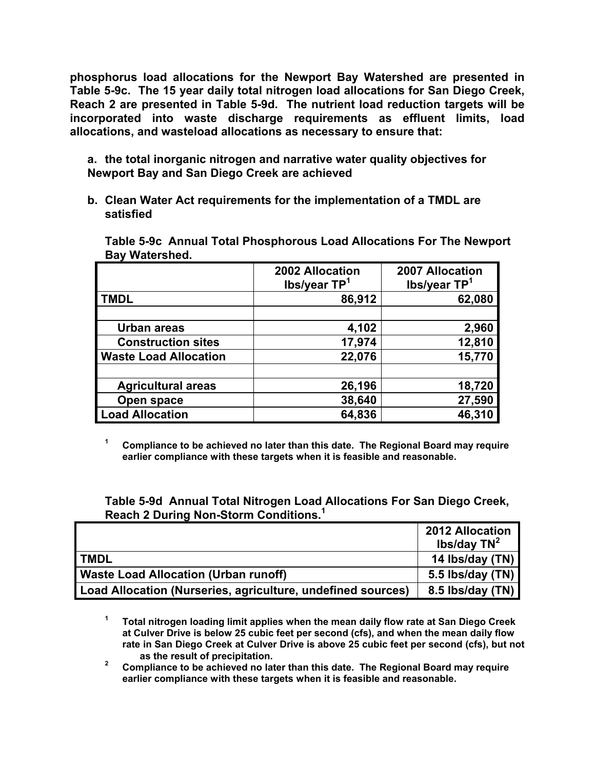**phosphorus load allocations for the Newport Bay Watershed are presented in Table 5-9c. The 15 year daily total nitrogen load allocations for San Diego Creek, Reach 2 are presented in Table 5-9d. The nutrient load reduction targets will be incorporated into waste discharge requirements as effluent limits, load allocations, and wasteload allocations as necessary to ensure that:**

**a. the total inorganic nitrogen and narrative water quality objectives for Newport Bay and San Diego Creek are achieved**

**b. Clean Water Act requirements for the implementation of a TMDL are satisfied**

**Table 5-9c Annual Total Phosphorous Load Allocations For The Newport Bay Watershed.**

| | 2002 Allocation lbs/year TP[1] | 2007 Allocation lbs/year TP[1] |
|---|---:|---:|
| **TMDL** | **86,912** | **62,080** |
| | | |
| Urban areas | 4,102 | 2,960 |
| Construction sites | 17,974 | 12,810 |
| **Waste Load Allocation** | **22,076** | **15,770** |
| | | |
| Agricultural areas | 26,196 | 18,720 |
| Open space | 38,640 | 27,590 |
| **Load Allocation** | **64,836** | **46,310** |

[1] Compliance to be achieved no later than this date. The Regional Board may require earlier compliance with these targets when it is feasible and reasonable.

**Table 5-9d Annual Total Nitrogen Load Allocations For San Diego Creek, Reach 2 During Non-Storm Conditions.[1]**

| | 2012 Allocation lbs/day TN[2] |
|---|---:|
| **TMDL** | **14 lbs/day (TN)** |
| **Waste Load Allocation (Urban runoff)** | **5.5 lbs/day (TN)** |
| **Load Allocation (Nurseries, agriculture, undefined sources)** | **8.5 lbs/day (TN)** |

[1] Total nitrogen loading limit applies when the mean daily flow rate at San Diego Creek at Culver Drive is below 25 cubic feet per second (cfs), and when the mean daily flow rate in San Diego Creek at Culver Drive is above 25 cubic feet per second (cfs), but not as the result of precipitation.

[2] Compliance to be achieved no later than this date. The Regional Board may require earlier compliance with these targets when it is feasible and reasonable.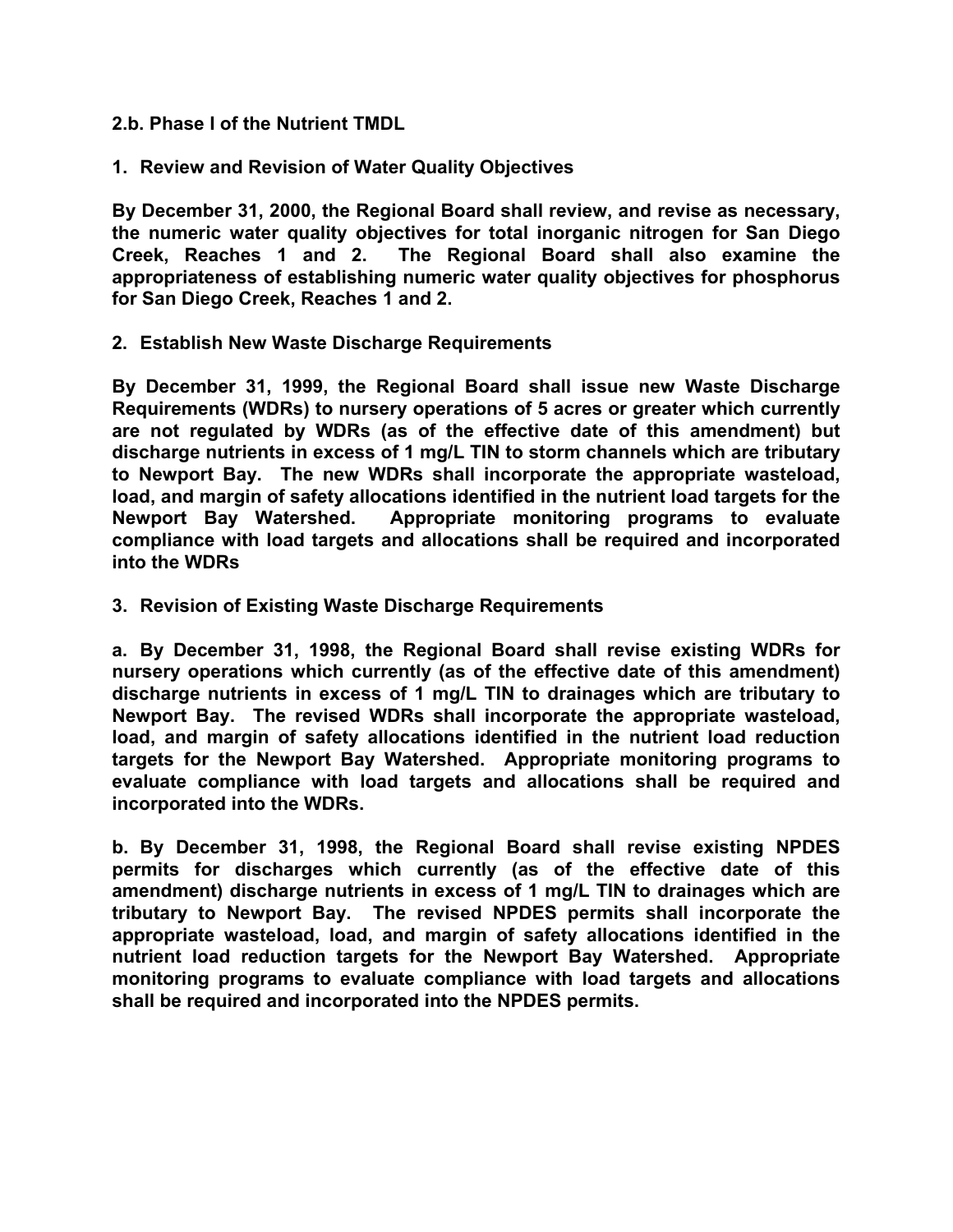**2.b. Phase I of the Nutrient TMDL**

**1. Review and Revision of Water Quality Objectives**

**By December 31, 2000, the Regional Board shall review, and revise as necessary, the numeric water quality objectives for total inorganic nitrogen for San Diego Creek, Reaches 1 and 2. The Regional Board shall also examine the appropriateness of establishing numeric water quality objectives for phosphorus for San Diego Creek, Reaches 1 and 2.**

**2. Establish New Waste Discharge Requirements**

**By December 31, 1999, the Regional Board shall issue new Waste Discharge Requirements (WDRs) to nursery operations of 5 acres or greater which currently are not regulated by WDRs (as of the effective date of this amendment) but discharge nutrients in excess of 1 mg/L TIN to storm channels which are tributary to Newport Bay. The new WDRs shall incorporate the appropriate wasteload, load, and margin of safety allocations identified in the nutrient load targets for the Newport Bay Watershed. Appropriate monitoring programs to evaluate compliance with load targets and allocations shall be required and incorporated into the WDRs**

**3. Revision of Existing Waste Discharge Requirements**

**a. By December 31, 1998, the Regional Board shall revise existing WDRs for nursery operations which currently (as of the effective date of this amendment) discharge nutrients in excess of 1 mg/L TIN to drainages which are tributary to Newport Bay. The revised WDRs shall incorporate the appropriate wasteload, load, and margin of safety allocations identified in the nutrient load reduction targets for the Newport Bay Watershed. Appropriate monitoring programs to evaluate compliance with load targets and allocations shall be required and incorporated into the WDRs.**

**b. By December 31, 1998, the Regional Board shall revise existing NPDES permits for discharges which currently (as of the effective date of this amendment) discharge nutrients in excess of 1 mg/L TIN to drainages which are tributary to Newport Bay. The revised NPDES permits shall incorporate the appropriate wasteload, load, and margin of safety allocations identified in the nutrient load reduction targets for the Newport Bay Watershed. Appropriate monitoring programs to evaluate compliance with load targets and allocations shall be required and incorporated into the NPDES permits.**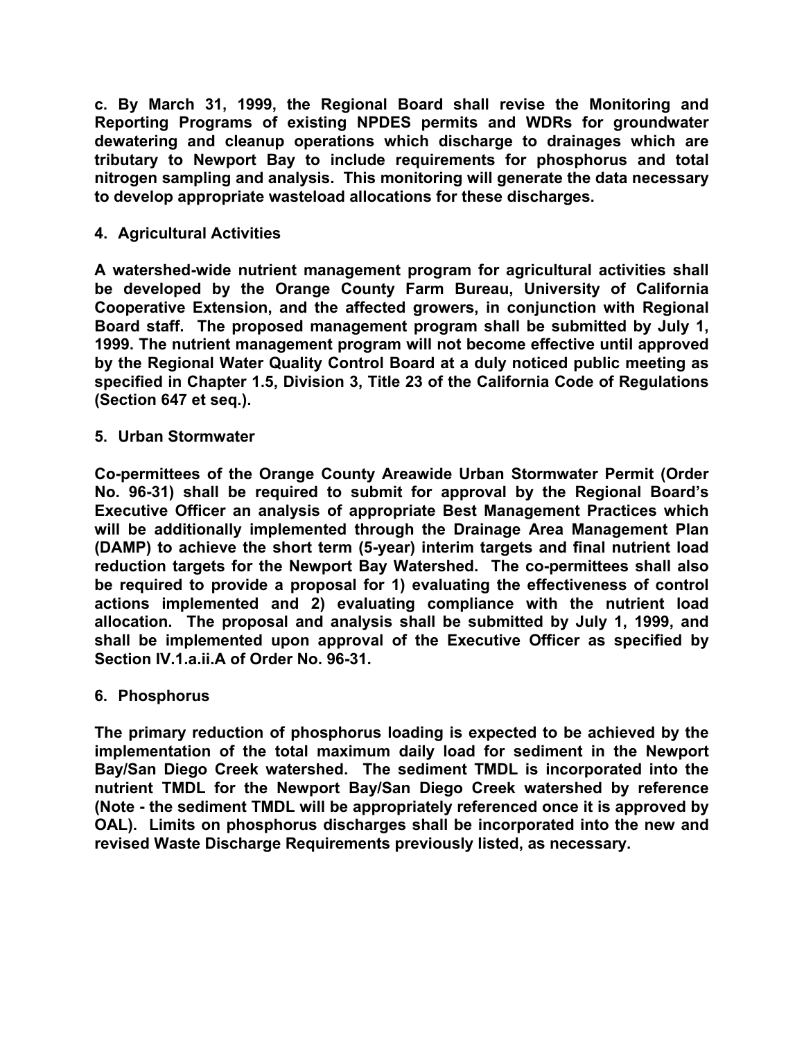**c. By March 31, 1999, the Regional Board shall revise the Monitoring and Reporting Programs of existing NPDES permits and WDRs for groundwater dewatering and cleanup operations which discharge to drainages which are tributary to Newport Bay to include requirements for phosphorus and total nitrogen sampling and analysis. This monitoring will generate the data necessary to develop appropriate wasteload allocations for these discharges.**

**4. Agricultural Activities**

**A watershed-wide nutrient management program for agricultural activities shall be developed by the Orange County Farm Bureau, University of California Cooperative Extension, and the affected growers, in conjunction with Regional Board staff. The proposed management program shall be submitted by July 1, 1999. The nutrient management program will not become effective until approved by the Regional Water Quality Control Board at a duly noticed public meeting as specified in Chapter 1.5, Division 3, Title 23 of the California Code of Regulations (Section 647 et seq.).**

**5. Urban Stormwater**

**Co-permittees of the Orange County Areawide Urban Stormwater Permit (Order No. 96-31) shall be required to submit for approval by the Regional Board's Executive Officer an analysis of appropriate Best Management Practices which will be additionally implemented through the Drainage Area Management Plan (DAMP) to achieve the short term (5-year) interim targets and final nutrient load reduction targets for the Newport Bay Watershed. The co-permittees shall also be required to provide a proposal for 1) evaluating the effectiveness of control actions implemented and 2) evaluating compliance with the nutrient load allocation. The proposal and analysis shall be submitted by July 1, 1999, and shall be implemented upon approval of the Executive Officer as specified by Section IV.1.a.ii.A of Order No. 96-31.**

**6. Phosphorus**

**The primary reduction of phosphorus loading is expected to be achieved by the implementation of the total maximum daily load for sediment in the Newport Bay/San Diego Creek watershed. The sediment TMDL is incorporated into the nutrient TMDL for the Newport Bay/San Diego Creek watershed by reference (Note - the sediment TMDL will be appropriately referenced once it is approved by OAL). Limits on phosphorus discharges shall be incorporated into the new and revised Waste Discharge Requirements previously listed, as necessary.**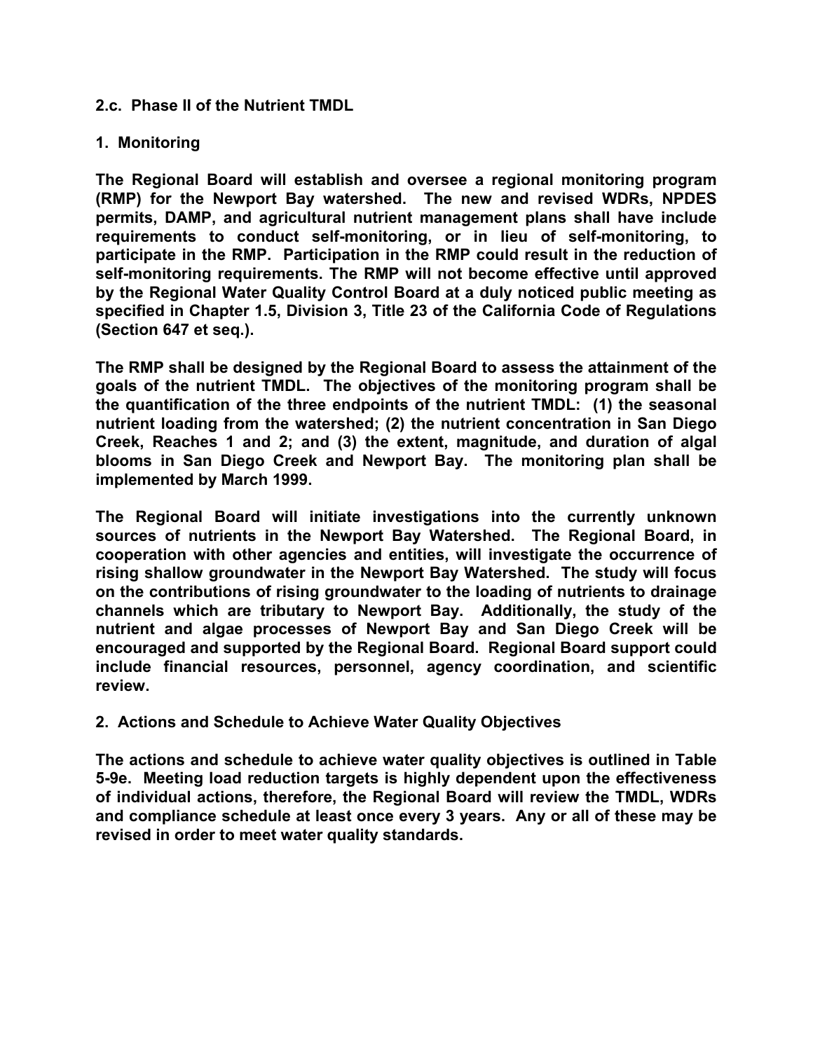**2.c. Phase II of the Nutrient TMDL**

**1. Monitoring**

**The Regional Board will establish and oversee a regional monitoring program (RMP) for the Newport Bay watershed. The new and revised WDRs, NPDES permits, DAMP, and agricultural nutrient management plans shall have include requirements to conduct self-monitoring, or in lieu of self-monitoring, to participate in the RMP. Participation in the RMP could result in the reduction of self-monitoring requirements. The RMP will not become effective until approved by the Regional Water Quality Control Board at a duly noticed public meeting as specified in Chapter 1.5, Division 3, Title 23 of the California Code of Regulations (Section 647 et seq.).**

**The RMP shall be designed by the Regional Board to assess the attainment of the goals of the nutrient TMDL. The objectives of the monitoring program shall be the quantification of the three endpoints of the nutrient TMDL: (1) the seasonal nutrient loading from the watershed; (2) the nutrient concentration in San Diego Creek, Reaches 1 and 2; and (3) the extent, magnitude, and duration of algal blooms in San Diego Creek and Newport Bay. The monitoring plan shall be implemented by March 1999.**

**The Regional Board will initiate investigations into the currently unknown sources of nutrients in the Newport Bay Watershed. The Regional Board, in cooperation with other agencies and entities, will investigate the occurrence of rising shallow groundwater in the Newport Bay Watershed. The study will focus on the contributions of rising groundwater to the loading of nutrients to drainage channels which are tributary to Newport Bay. Additionally, the study of the nutrient and algae processes of Newport Bay and San Diego Creek will be encouraged and supported by the Regional Board. Regional Board support could include financial resources, personnel, agency coordination, and scientific review.**

**2. Actions and Schedule to Achieve Water Quality Objectives**

**The actions and schedule to achieve water quality objectives is outlined in Table 5-9e. Meeting load reduction targets is highly dependent upon the effectiveness of individual actions, therefore, the Regional Board will review the TMDL, WDRs and compliance schedule at least once every 3 years. Any or all of these may be revised in order to meet water quality standards.**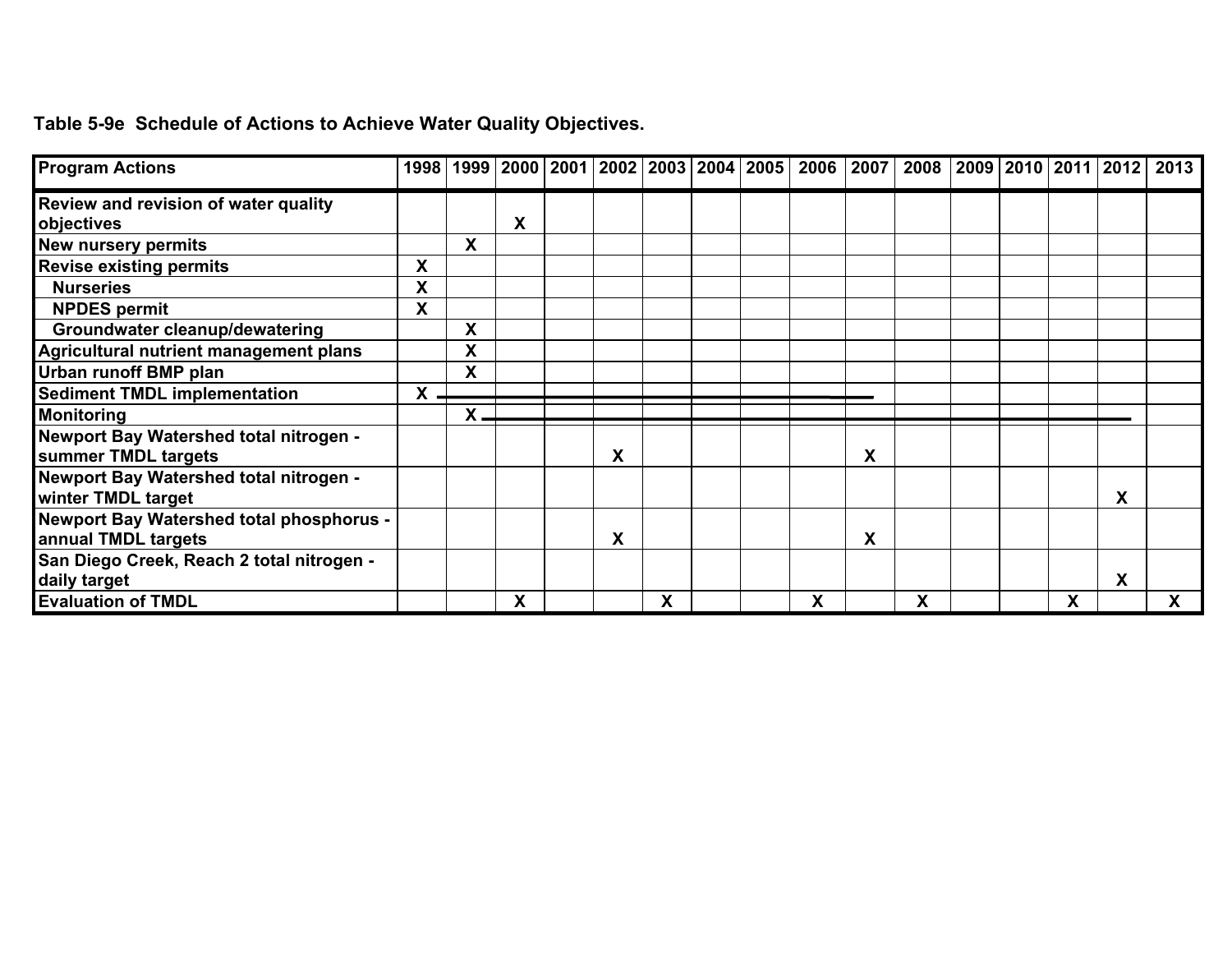**Table 5-9e Schedule of Actions to Achieve Water Quality Objectives.**

| Program Actions | 1998 | 1999 | 2000 | 2001 | 2002 | 2003 | 2004 | 2005 | 2006 | 2007 | 2008 | 2009 | 2010 | 2011 | 2012 | 2013 |
|---|---|---|---|---|---|---|---|---|---|---|---|---|---|---|---|---|
| Review and revision of water quality objectives | | | X | | | | | | | | | | | | | |
| New nursery permits | | X | | | | | | | | | | | | | | |
| Revise existing permits | X | | | | | | | | | | | | | | | |
| Nurseries | X | | | | | | | | | | | | | | | |
| NPDES permit | X | | | | | | | | | | | | | | | |
| Groundwater cleanup/dewatering | | X | | | | | | | | | | | | | | |
| Agricultural nutrient management plans | | X | | | | | | | | | | | | | | |
| Urban runoff BMP plan | | X | | | | | | | | | | | | | | |
| Sediment TMDL implementation | X ——— | ——— | ——— | ——— | ——— | ——— | ——— | ——— | ——— | ——— | | | | | | |
| Monitoring | | X ——— | ——— | ——— | ——— | ——— | ——— | ——— | ——— | ——— | ——— | ——— | ——— | ——— | ——— | |
| Newport Bay Watershed total nitrogen - summer TMDL targets | | | | | X | | | | | X | | | | | | |
| Newport Bay Watershed total nitrogen - winter TMDL target | | | | | | | | | | | | | | | X | |
| Newport Bay Watershed total phosphorus - annual TMDL targets | | | | | X | | | | | X | | | | | | |
| San Diego Creek, Reach 2 total nitrogen - daily target | | | | | | | | | | | | | | | X | |
| Evaluation of TMDL | | | X | | | X | | | X | | X | | | X | | X |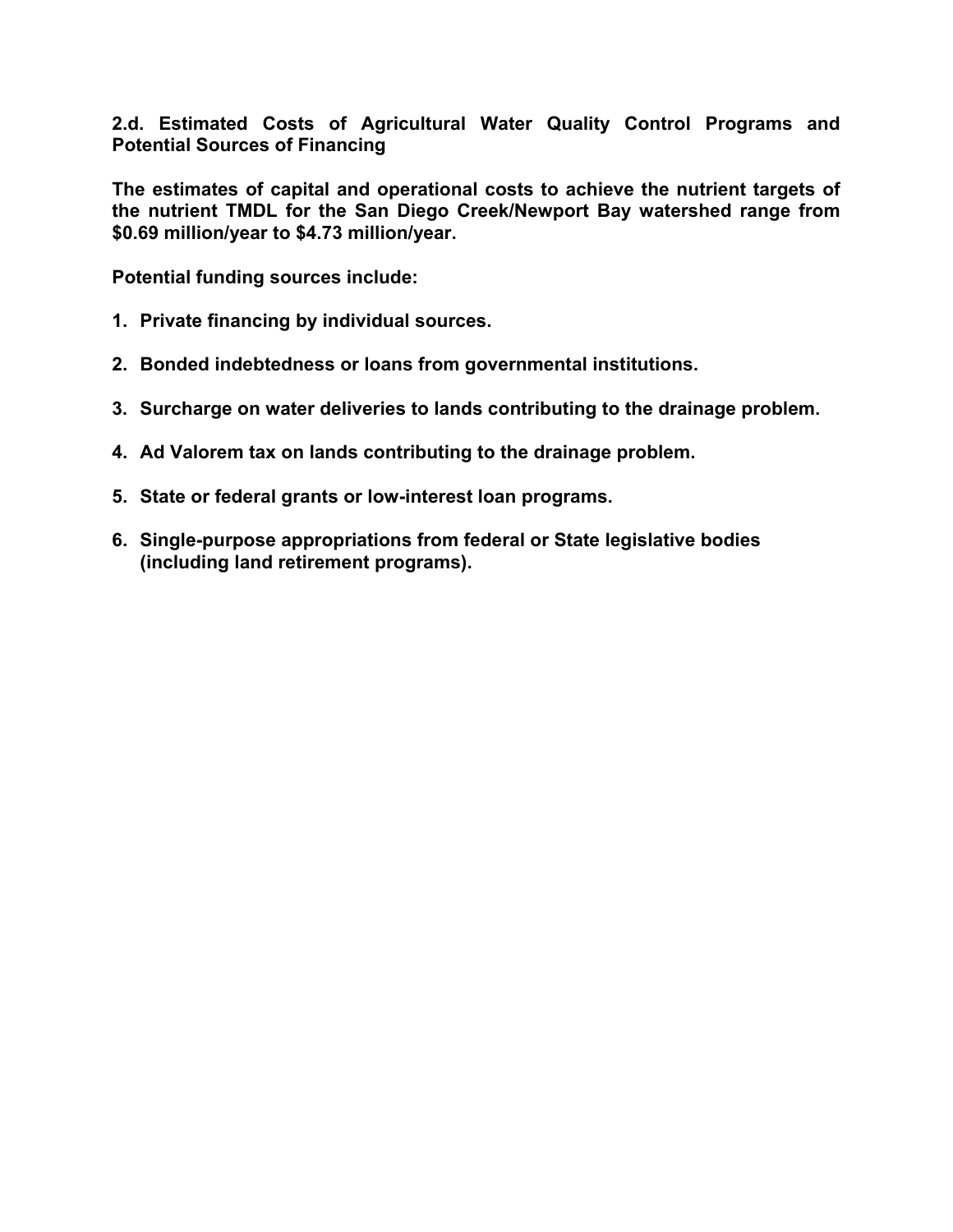## 2.d. Estimated Costs of Agricultural Water Quality Control Programs and Potential Sources of Financing

**The estimates of capital and operational costs to achieve the nutrient targets of the nutrient TMDL for the San Diego Creek/Newport Bay watershed range from $0.69 million/year to $4.73 million/year.**

**Potential funding sources include:**

1. **Private financing by individual sources.**
2. **Bonded indebtedness or loans from governmental institutions.**
3. **Surcharge on water deliveries to lands contributing to the drainage problem.**
4. **Ad Valorem tax on lands contributing to the drainage problem.**
5. **State or federal grants or low-interest loan programs.**
6. **Single-purpose appropriations from federal or State legislative bodies (including land retirement programs).**